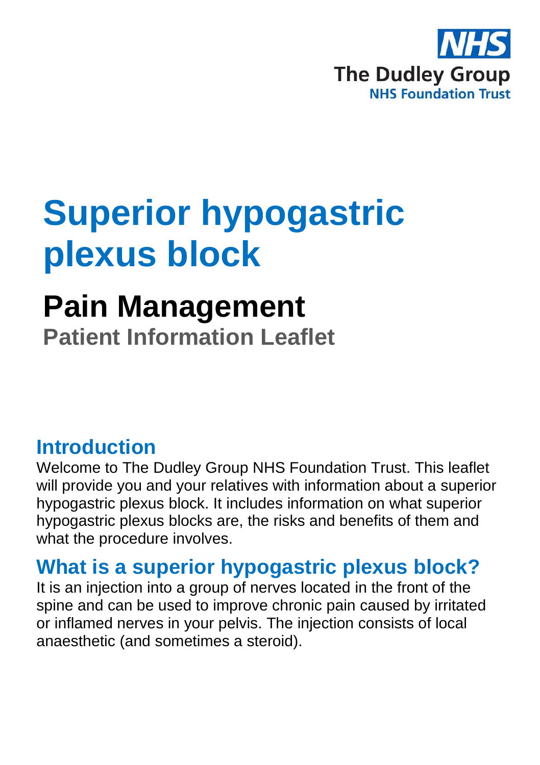NHS
The Dudley Group
NHS Foundation Trust

# Superior hypogastric plexus block

## Pain Management

**Patient Information Leaflet**

## Introduction

Welcome to The Dudley Group NHS Foundation Trust. This leaflet will provide you and your relatives with information about a superior hypogastric plexus block. It includes information on what superior hypogastric plexus blocks are, the risks and benefits of them and what the procedure involves.

## What is a superior hypogastric plexus block?

It is an injection into a group of nerves located in the front of the spine and can be used to improve chronic pain caused by irritated or inflamed nerves in your pelvis. The injection consists of local anaesthetic (and sometimes a steroid).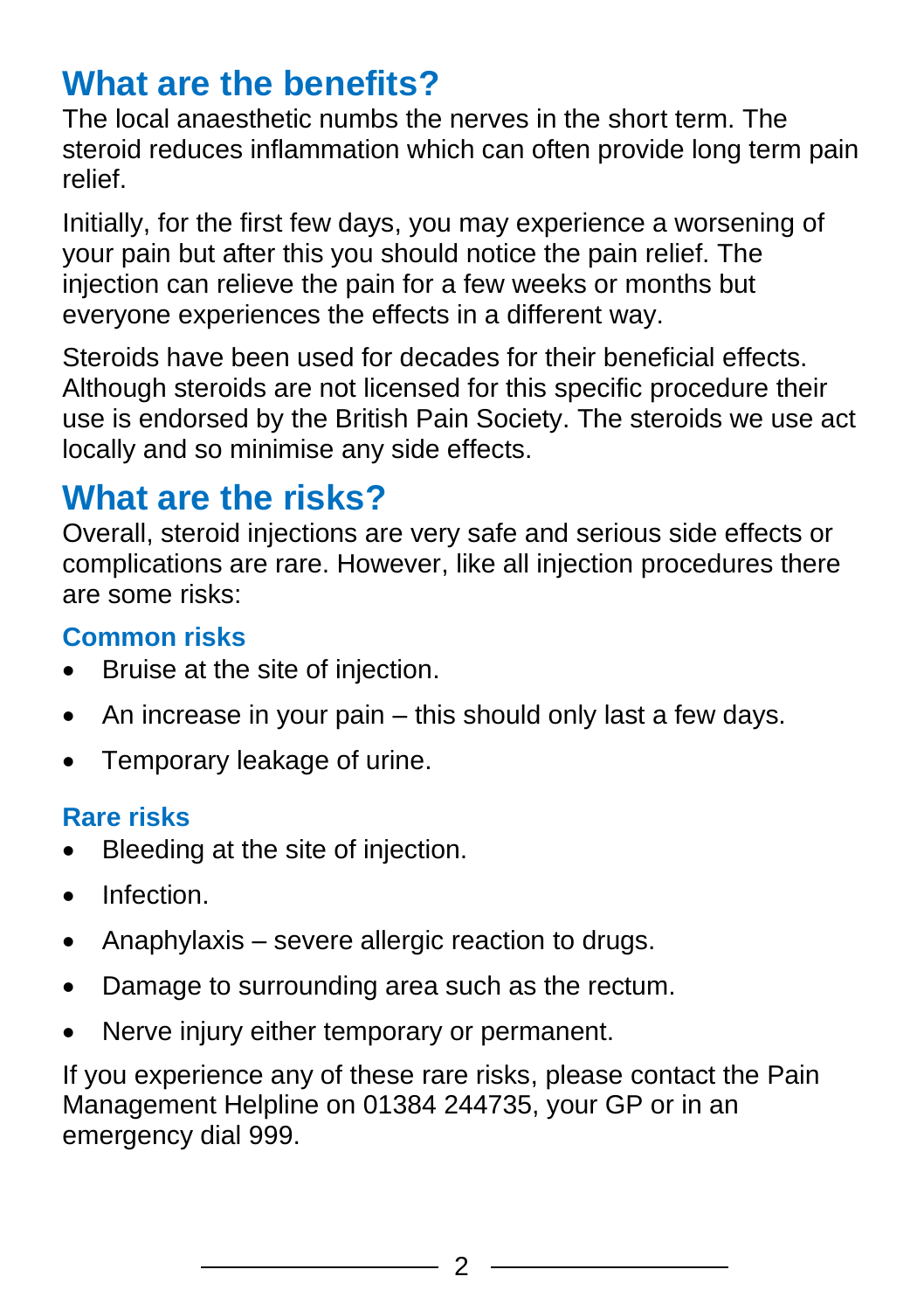## What are the benefits?

The local anaesthetic numbs the nerves in the short term. The steroid reduces inflammation which can often provide long term pain relief.

Initially, for the first few days, you may experience a worsening of your pain but after this you should notice the pain relief. The injection can relieve the pain for a few weeks or months but everyone experiences the effects in a different way.

Steroids have been used for decades for their beneficial effects. Although steroids are not licensed for this specific procedure their use is endorsed by the British Pain Society. The steroids we use act locally and so minimise any side effects.

## What are the risks?

Overall, steroid injections are very safe and serious side effects or complications are rare. However, like all injection procedures there are some risks:

### Common risks

- Bruise at the site of injection.
- An increase in your pain – this should only last a few days.
- Temporary leakage of urine.

### Rare risks

- Bleeding at the site of injection.
- Infection.
- Anaphylaxis – severe allergic reaction to drugs.
- Damage to surrounding area such as the rectum.
- Nerve injury either temporary or permanent.

If you experience any of these rare risks, please contact the Pain Management Helpline on 01384 244735, your GP or in an emergency dial 999.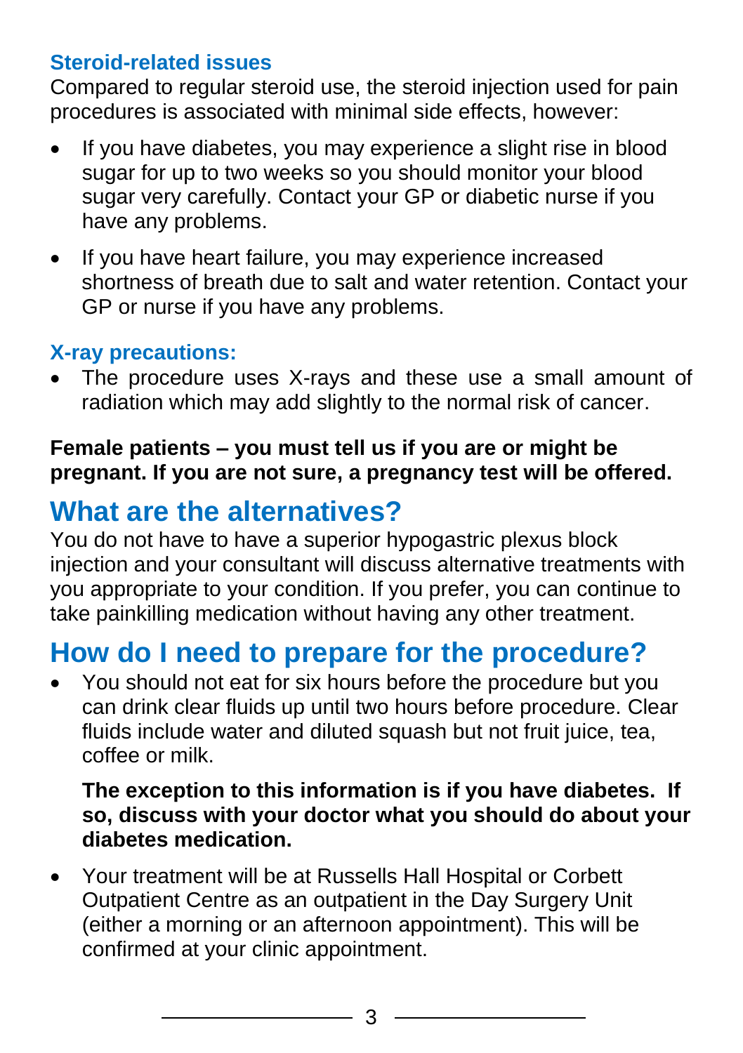### Steroid-related issues

Compared to regular steroid use, the steroid injection used for pain procedures is associated with minimal side effects, however:

- If you have diabetes, you may experience a slight rise in blood sugar for up to two weeks so you should monitor your blood sugar very carefully. Contact your GP or diabetic nurse if you have any problems.
- If you have heart failure, you may experience increased shortness of breath due to salt and water retention. Contact your GP or nurse if you have any problems.

### X-ray precautions:

- The procedure uses X-rays and these use a small amount of radiation which may add slightly to the normal risk of cancer.

**Female patients – you must tell us if you are or might be pregnant. If you are not sure, a pregnancy test will be offered.**

## What are the alternatives?

You do not have to have a superior hypogastric plexus block injection and your consultant will discuss alternative treatments with you appropriate to your condition. If you prefer, you can continue to take painkilling medication without having any other treatment.

## How do I need to prepare for the procedure?

- You should not eat for six hours before the procedure but you can drink clear fluids up until two hours before procedure. Clear fluids include water and diluted squash but not fruit juice, tea, coffee or milk.

  **The exception to this information is if you have diabetes. If so, discuss with your doctor what you should do about your diabetes medication.**

- Your treatment will be at Russells Hall Hospital or Corbett Outpatient Centre as an outpatient in the Day Surgery Unit (either a morning or an afternoon appointment). This will be confirmed at your clinic appointment.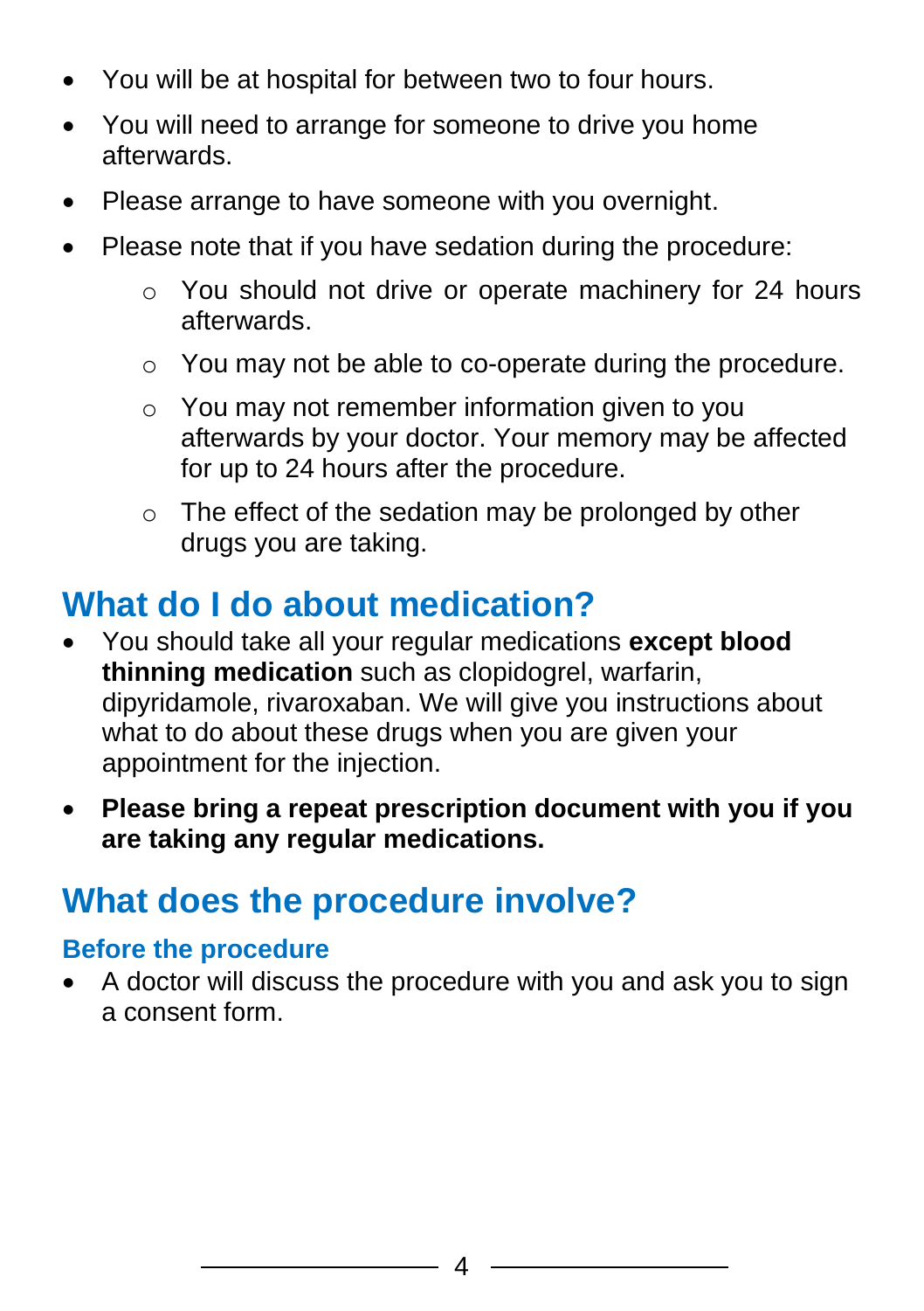- You will be at hospital for between two to four hours.
- You will need to arrange for someone to drive you home afterwards.
- Please arrange to have someone with you overnight.
- Please note that if you have sedation during the procedure:
    - You should not drive or operate machinery for 24 hours afterwards.
    - You may not be able to co-operate during the procedure.
    - You may not remember information given to you afterwards by your doctor. Your memory may be affected for up to 24 hours after the procedure.
    - The effect of the sedation may be prolonged by other drugs you are taking.

## What do I do about medication?

- You should take all your regular medications **except blood thinning medication** such as clopidogrel, warfarin, dipyridamole, rivaroxaban. We will give you instructions about what to do about these drugs when you are given your appointment for the injection.
- **Please bring a repeat prescription document with you if you are taking any regular medications.**

## What does the procedure involve?

### Before the procedure

- A doctor will discuss the procedure with you and ask you to sign a consent form.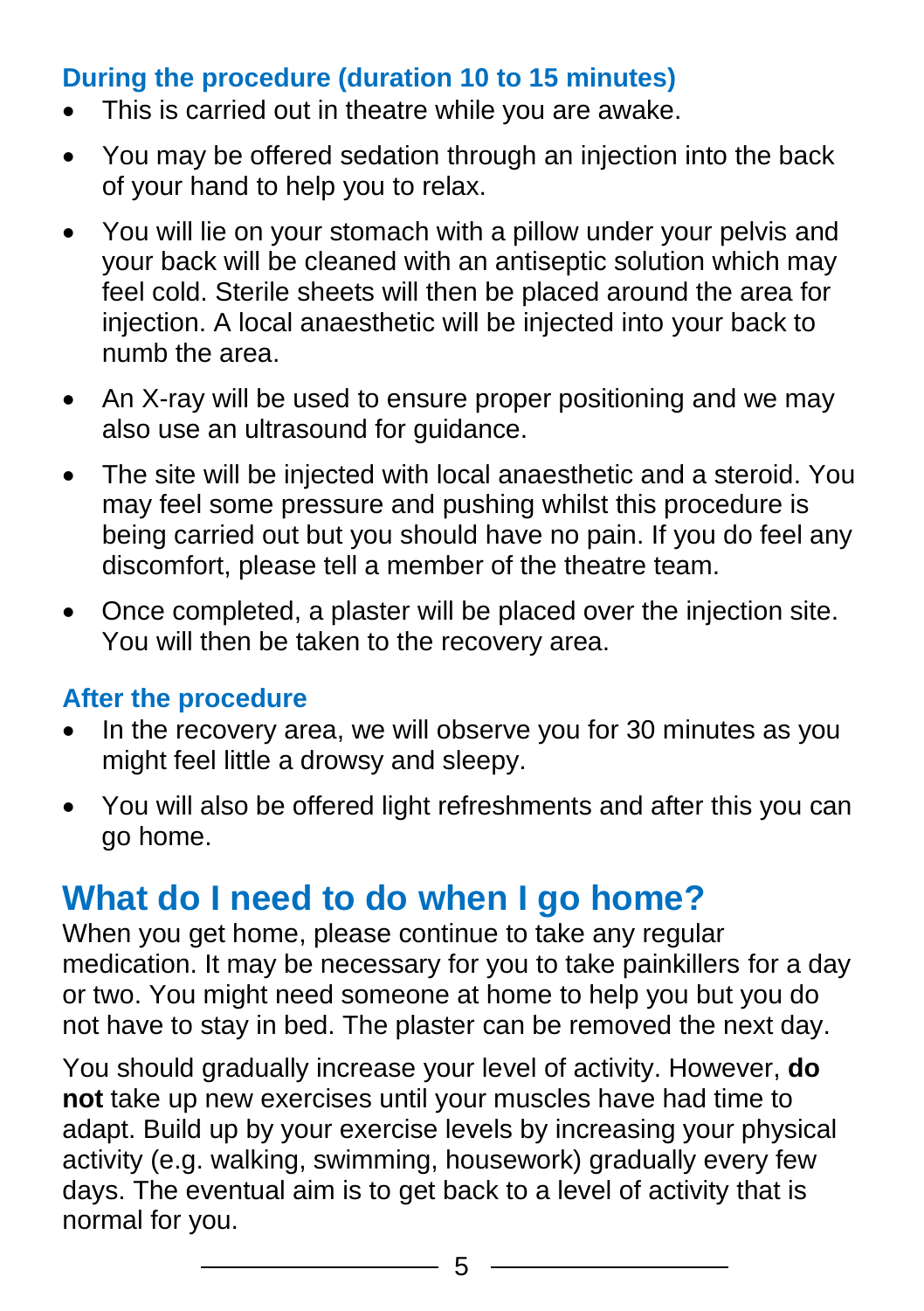### During the procedure (duration 10 to 15 minutes)

- This is carried out in theatre while you are awake.
- You may be offered sedation through an injection into the back of your hand to help you to relax.
- You will lie on your stomach with a pillow under your pelvis and your back will be cleaned with an antiseptic solution which may feel cold. Sterile sheets will then be placed around the area for injection. A local anaesthetic will be injected into your back to numb the area.
- An X-ray will be used to ensure proper positioning and we may also use an ultrasound for guidance.
- The site will be injected with local anaesthetic and a steroid. You may feel some pressure and pushing whilst this procedure is being carried out but you should have no pain. If you do feel any discomfort, please tell a member of the theatre team.
- Once completed, a plaster will be placed over the injection site. You will then be taken to the recovery area.

### After the procedure

- In the recovery area, we will observe you for 30 minutes as you might feel little a drowsy and sleepy.
- You will also be offered light refreshments and after this you can go home.

## What do I need to do when I go home?

When you get home, please continue to take any regular medication. It may be necessary for you to take painkillers for a day or two. You might need someone at home to help you but you do not have to stay in bed. The plaster can be removed the next day.

You should gradually increase your level of activity. However, **do not** take up new exercises until your muscles have had time to adapt. Build up by your exercise levels by increasing your physical activity (e.g. walking, swimming, housework) gradually every few days. The eventual aim is to get back to a level of activity that is normal for you.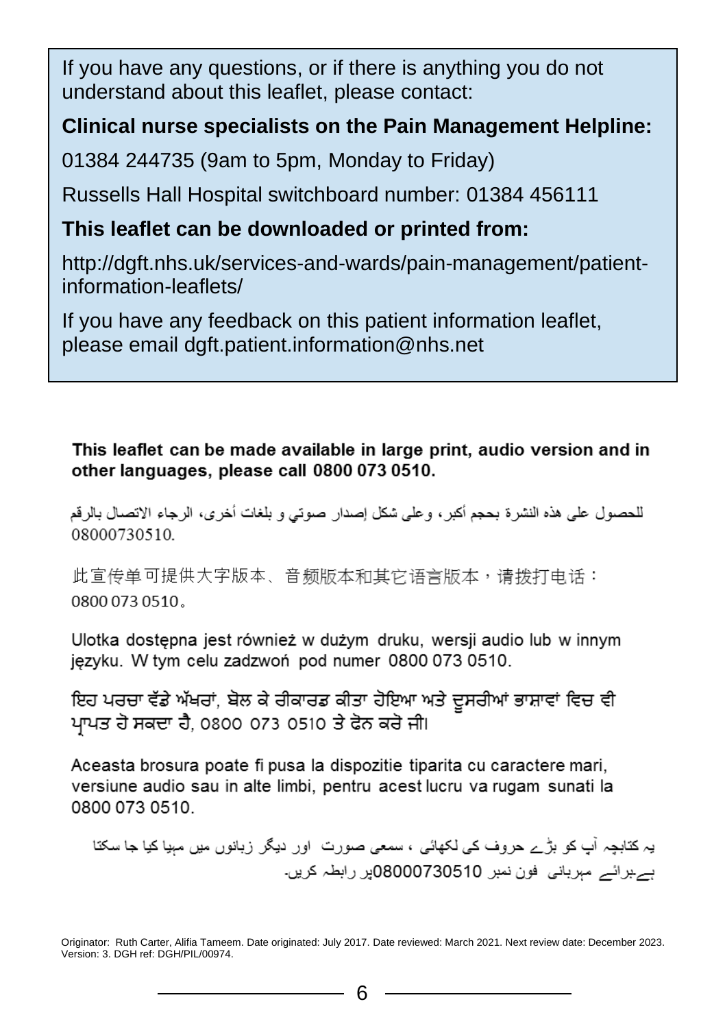If you have any questions, or if there is anything you do not understand about this leaflet, please contact:

**Clinical nurse specialists on the Pain Management Helpline:**

01384 244735 (9am to 5pm, Monday to Friday)

Russells Hall Hospital switchboard number: 01384 456111

**This leaflet can be downloaded or printed from:**

http://dgft.nhs.uk/services-and-wards/pain-management/patient-information-leaflets/

If you have any feedback on this patient information leaflet, please email dgft.patient.information@nhs.net

**This leaflet can be made available in large print, audio version and in other languages, please call 0800 073 0510.**

للحصول على هذه النشرة بحجم أكبر، وعلى شكل إصدار صوتي و بلغات أخرى، الرجاء الاتصال بالرقم 08000730510.

此宣传单可提供大字版本、音频版本和其它语言版本，请拨打电话：0800 073 0510。

Ulotka dostępna jest również w dużym druku, wersji audio lub w innym języku. W tym celu zadzwoń pod numer 0800 073 0510.

ਇਹ ਪਰਚਾ ਵੱਡੇ ਅੱਖਰਾਂ, ਬੋਲ ਕੇ ਰੀਕਾਰਡ ਕੀਤਾ ਹੋਇਆ ਅਤੇ ਦੂਸਰੀਆਂ ਭਾਸ਼ਾਵਾਂ ਵਿਚ ਵੀ ਪ੍ਰਾਪਤ ਹੋ ਸਕਦਾ ਹੈ, 0800 073 0510 ਤੇ ਫੋਨ ਕਰੋ ਜੀ।

Aceasta brosura poate fi pusa la dispozitie tiparita cu caractere mari, versiune audio sau in alte limbi, pentru acest lucru va rugam sunati la 0800 073 0510.

یہ کتابچہ آپ کو بڑے حروف کی لکھائی ، سمعی صورت اور دیگر زبانوں میں مہیا کیا جا سکتا ہے۔برائے مہربانی فون نمبر 08000730510پر رابطہ کریں۔

Originator: Ruth Carter, Alifia Tameem. Date originated: July 2017. Date reviewed: March 2021. Next review date: December 2023. Version: 3. DGH ref: DGH/PIL/00974.